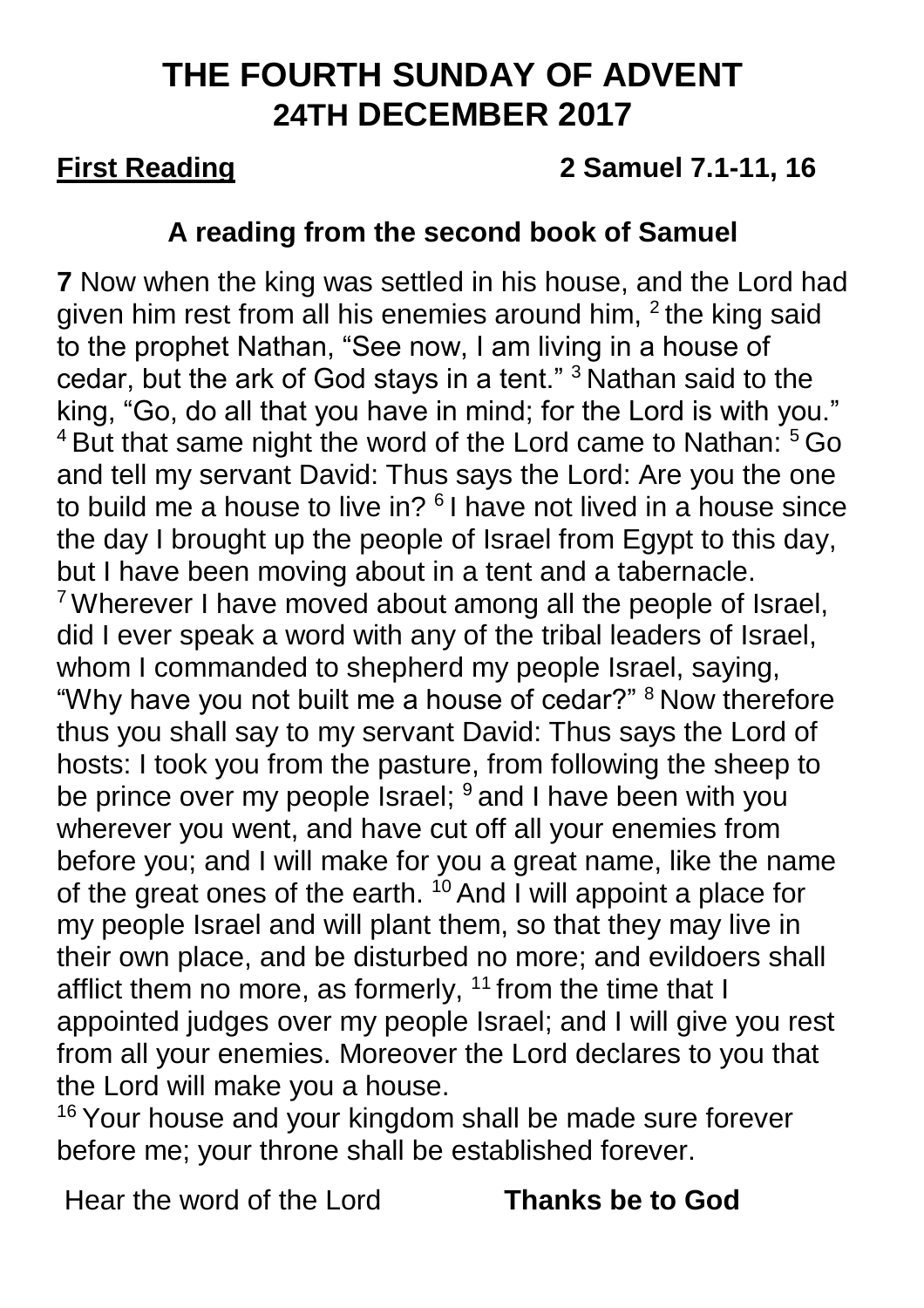# THE FOURTH SUNDAY OF ADVENT
# 24TH DECEMBER 2017

**First Reading** **2 Samuel 7.1-11, 16**

### A reading from the second book of Samuel

**7** Now when the king was settled in his house, and the Lord had given him rest from all his enemies around him, [2] the king said to the prophet Nathan, "See now, I am living in a house of cedar, but the ark of God stays in a tent." [3] Nathan said to the king, "Go, do all that you have in mind; for the Lord is with you." [4] But that same night the word of the Lord came to Nathan: [5] Go and tell my servant David: Thus says the Lord: Are you the one to build me a house to live in? [6] I have not lived in a house since the day I brought up the people of Israel from Egypt to this day, but I have been moving about in a tent and a tabernacle. [7] Wherever I have moved about among all the people of Israel, did I ever speak a word with any of the tribal leaders of Israel, whom I commanded to shepherd my people Israel, saying, "Why have you not built me a house of cedar?" [8] Now therefore thus you shall say to my servant David: Thus says the Lord of hosts: I took you from the pasture, from following the sheep to be prince over my people Israel; [9] and I have been with you wherever you went, and have cut off all your enemies from before you; and I will make for you a great name, like the name of the great ones of the earth. [10] And I will appoint a place for my people Israel and will plant them, so that they may live in their own place, and be disturbed no more; and evildoers shall afflict them no more, as formerly, [11] from the time that I appointed judges over my people Israel; and I will give you rest from all your enemies. Moreover the Lord declares to you that the Lord will make you a house.

[16] Your house and your kingdom shall be made sure forever before me; your throne shall be established forever.

Hear the word of the Lord **Thanks be to God**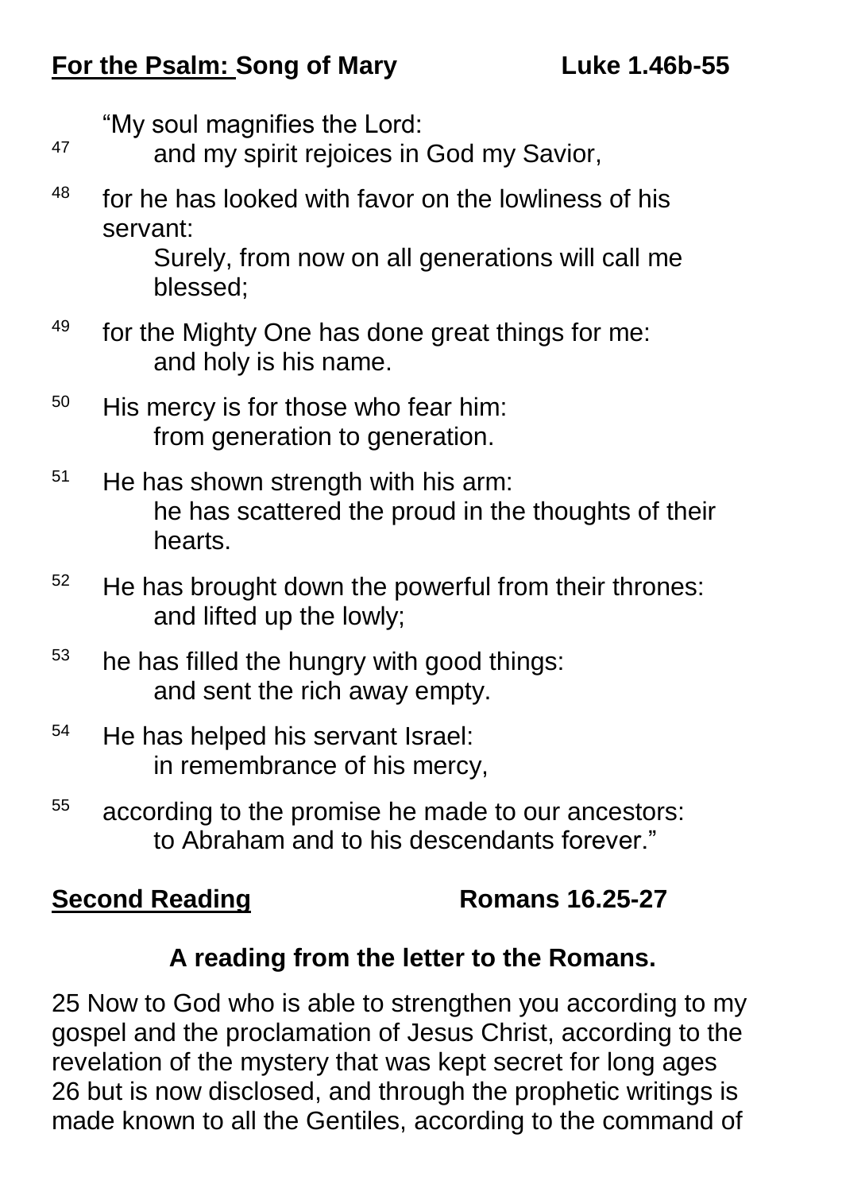**For the Psalm: Song of Mary** **Luke 1.46b-55**

“My soul magnifies the Lord:
[47] and my spirit rejoices in God my Savior,

[48] for he has looked with favor on the lowliness of his servant:
Surely, from now on all generations will call me blessed;

[49] for the Mighty One has done great things for me:
and holy is his name.

[50] His mercy is for those who fear him:
from generation to generation.

[51] He has shown strength with his arm:
he has scattered the proud in the thoughts of their hearts.

[52] He has brought down the powerful from their thrones:
and lifted up the lowly;

[53] he has filled the hungry with good things:
and sent the rich away empty.

[54] He has helped his servant Israel:
in remembrance of his mercy,

[55] according to the promise he made to our ancestors:
to Abraham and to his descendants forever.”

**Second Reading** **Romans 16.25-27**

**A reading from the letter to the Romans.**

25 Now to God who is able to strengthen you according to my gospel and the proclamation of Jesus Christ, according to the revelation of the mystery that was kept secret for long ages 26 but is now disclosed, and through the prophetic writings is made known to all the Gentiles, according to the command of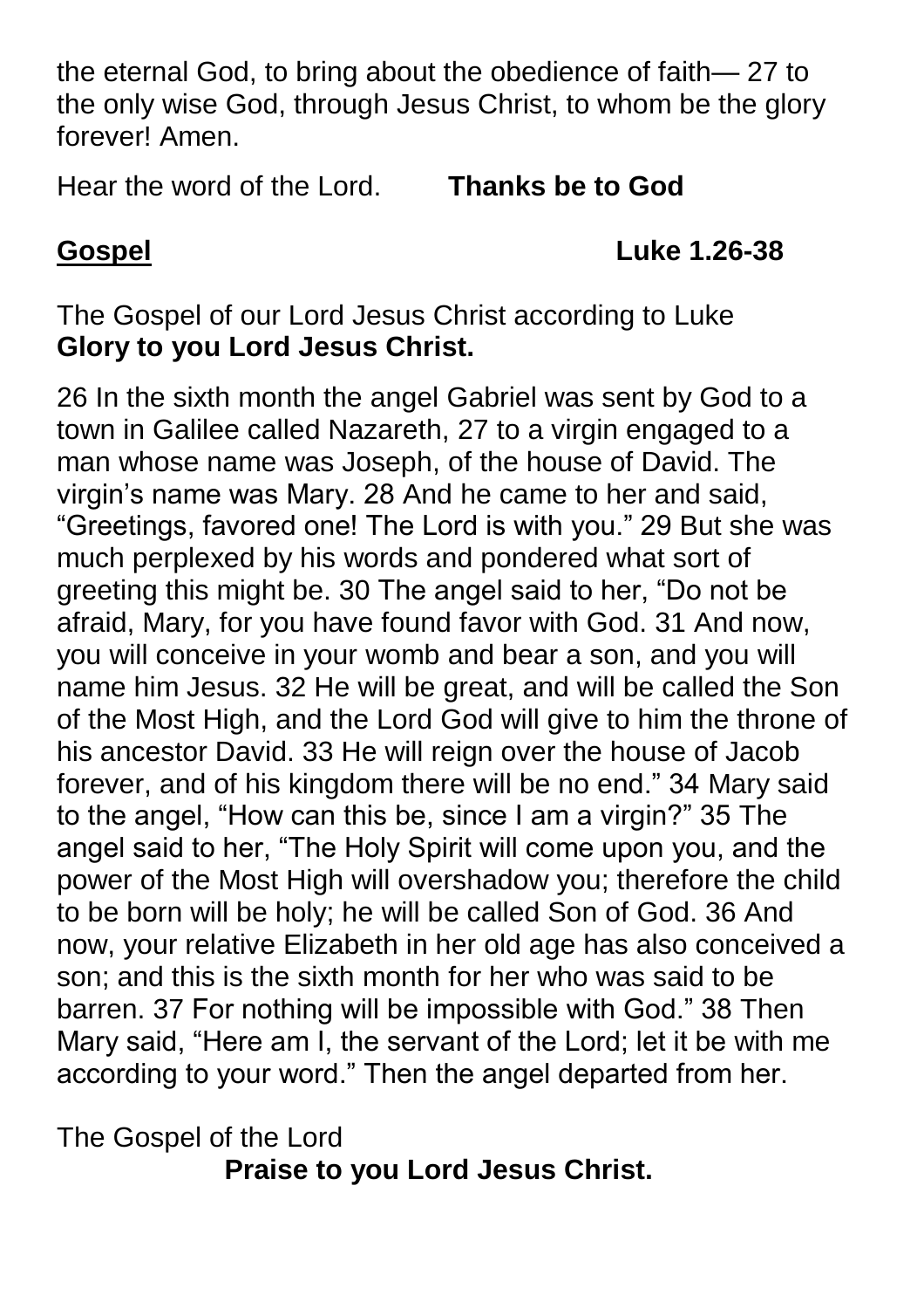the eternal God, to bring about the obedience of faith— 27 to the only wise God, through Jesus Christ, to whom be the glory forever! Amen.

Hear the word of the Lord. **Thanks be to God**

## Gospel — Luke 1.26-38

The Gospel of our Lord Jesus Christ according to Luke
**Glory to you Lord Jesus Christ.**

26 In the sixth month the angel Gabriel was sent by God to a town in Galilee called Nazareth, 27 to a virgin engaged to a man whose name was Joseph, of the house of David. The virgin's name was Mary. 28 And he came to her and said, "Greetings, favored one! The Lord is with you." 29 But she was much perplexed by his words and pondered what sort of greeting this might be. 30 The angel said to her, "Do not be afraid, Mary, for you have found favor with God. 31 And now, you will conceive in your womb and bear a son, and you will name him Jesus. 32 He will be great, and will be called the Son of the Most High, and the Lord God will give to him the throne of his ancestor David. 33 He will reign over the house of Jacob forever, and of his kingdom there will be no end." 34 Mary said to the angel, "How can this be, since I am a virgin?" 35 The angel said to her, "The Holy Spirit will come upon you, and the power of the Most High will overshadow you; therefore the child to be born will be holy; he will be called Son of God. 36 And now, your relative Elizabeth in her old age has also conceived a son; and this is the sixth month for her who was said to be barren. 37 For nothing will be impossible with God." 38 Then Mary said, "Here am I, the servant of the Lord; let it be with me according to your word." Then the angel departed from her.

The Gospel of the Lord
**Praise to you Lord Jesus Christ.**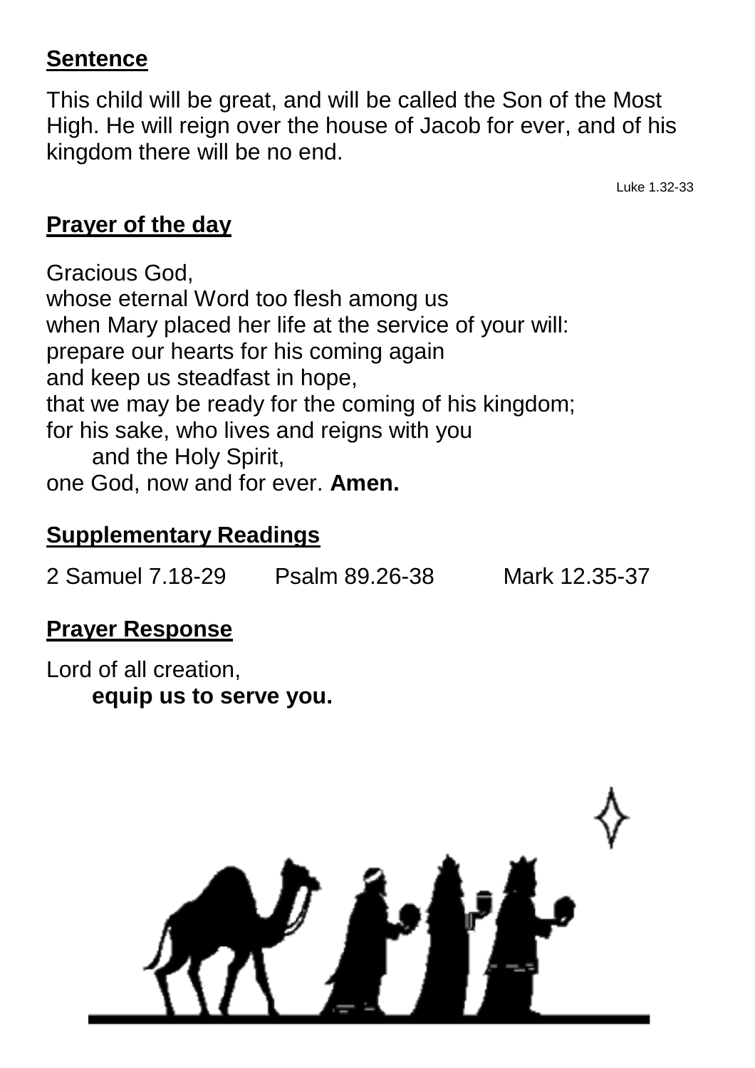## Sentence

This child will be great, and will be called the Son of the Most High. He will reign over the house of Jacob for ever, and of his kingdom there will be no end.

Luke 1.32-33

## Prayer of the day

Gracious God,
whose eternal Word too flesh among us
when Mary placed her life at the service of your will:
prepare our hearts for his coming again
and keep us steadfast in hope,
that we may be ready for the coming of his kingdom;
for his sake, who lives and reigns with you
    and the Holy Spirit,
one God, now and for ever. **Amen.**

## Supplementary Readings

2 Samuel 7.18-29    Psalm 89.26-38    Mark 12.35-37

## Prayer Response

Lord of all creation,
    **equip us to serve you.**